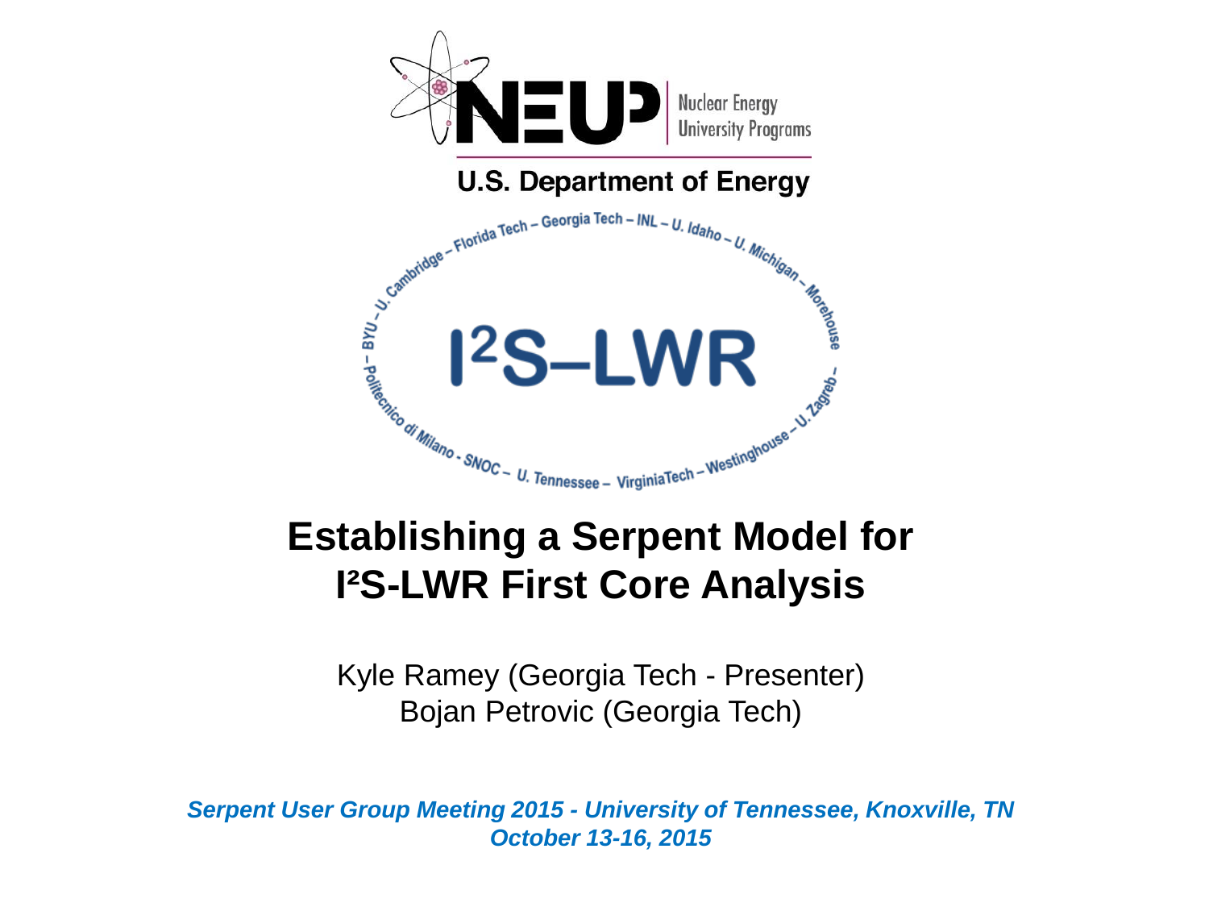NEUP Nuclear Energy University Programs

U.S. Department of Energy

BYU – U. Cambridge – Florida Tech – Georgia Tech – INL – U. Idaho – U. Michigan – Morehouse – U. Zagreb – Westinghouse – VirginiaTech – U. Tennessee – SNOC – Politecnico di Milano

$I^2S$–LWR

# Establishing a Serpent Model for $I^2S$-LWR First Core Analysis

Kyle Ramey (Georgia Tech - Presenter)
Bojan Petrovic (Georgia Tech)

***Serpent User Group Meeting 2015 - University of Tennessee, Knoxville, TN***
***October 13-16, 2015***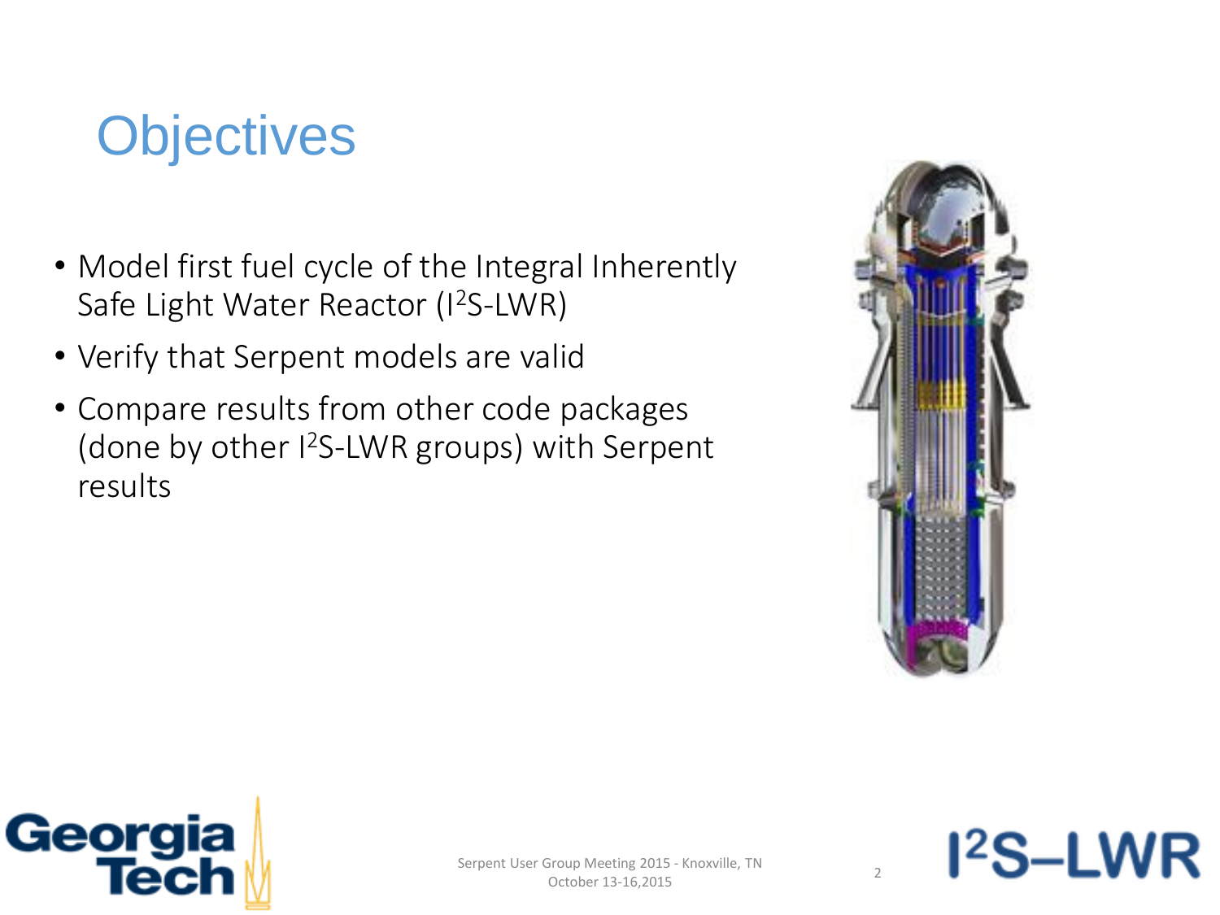# Objectives

- Model first fuel cycle of the Integral Inherently Safe Light Water Reactor (I$^2$S-LWR)
- Verify that Serpent models are valid
- Compare results from other code packages (done by other I$^2$S-LWR groups) with Serpent results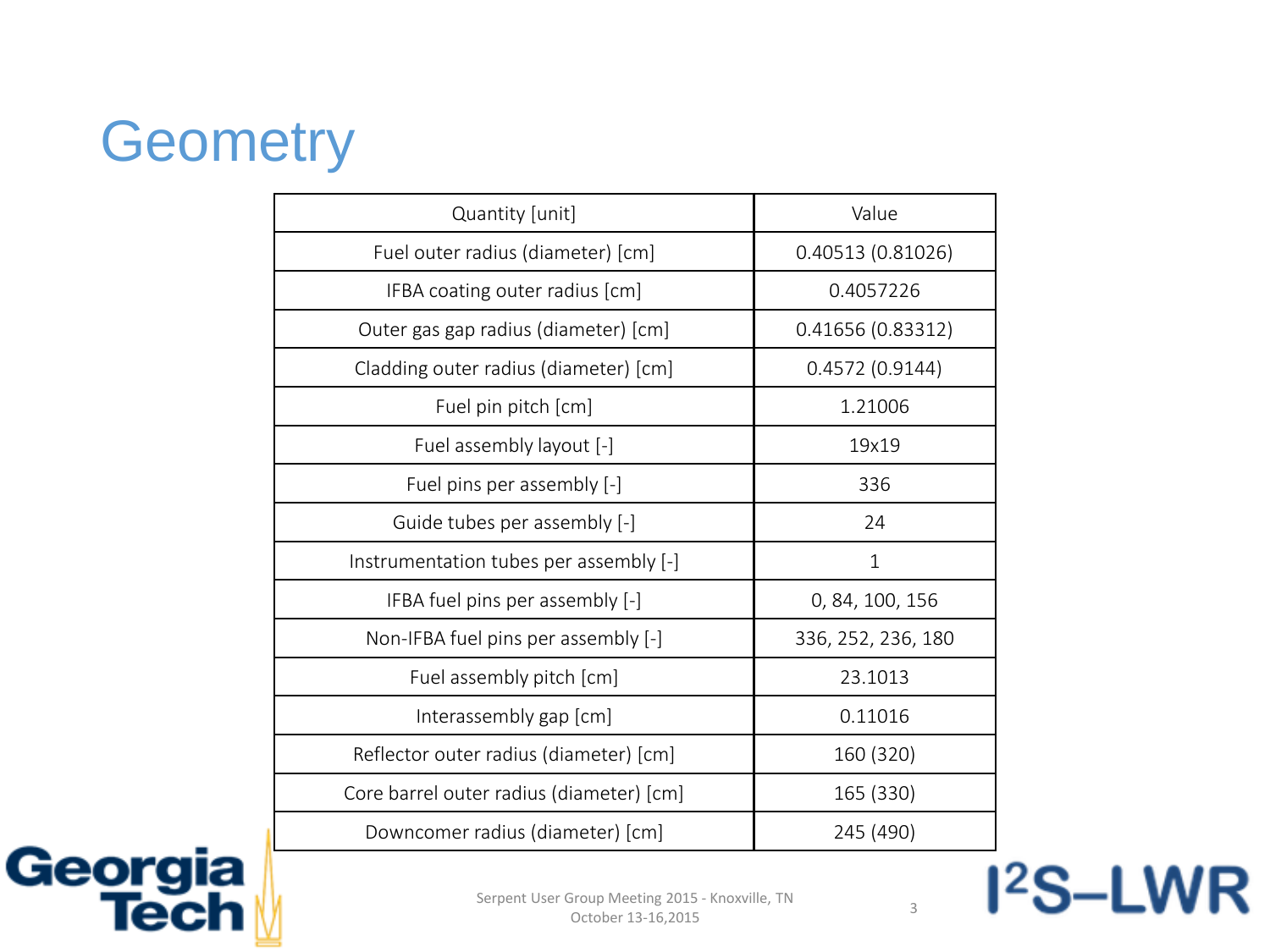# Geometry

| Quantity [unit] | Value |
| --- | --- |
| Fuel outer radius (diameter) [cm] | 0.40513 (0.81026) |
| IFBA coating outer radius [cm] | 0.4057226 |
| Outer gas gap radius (diameter) [cm] | 0.41656 (0.83312) |
| Cladding outer radius (diameter) [cm] | 0.4572 (0.9144) |
| Fuel pin pitch [cm] | 1.21006 |
| Fuel assembly layout [-] | 19x19 |
| Fuel pins per assembly [-] | 336 |
| Guide tubes per assembly [-] | 24 |
| Instrumentation tubes per assembly [-] | 1 |
| IFBA fuel pins per assembly [-] | 0, 84, 100, 156 |
| Non-IFBA fuel pins per assembly [-] | 336, 252, 236, 180 |
| Fuel assembly pitch [cm] | 23.1013 |
| Interassembly gap [cm] | 0.11016 |
| Reflector outer radius (diameter) [cm] | 160 (320) |
| Core barrel outer radius (diameter) [cm] | 165 (330) |
| Downcomer radius (diameter) [cm] | 245 (490) |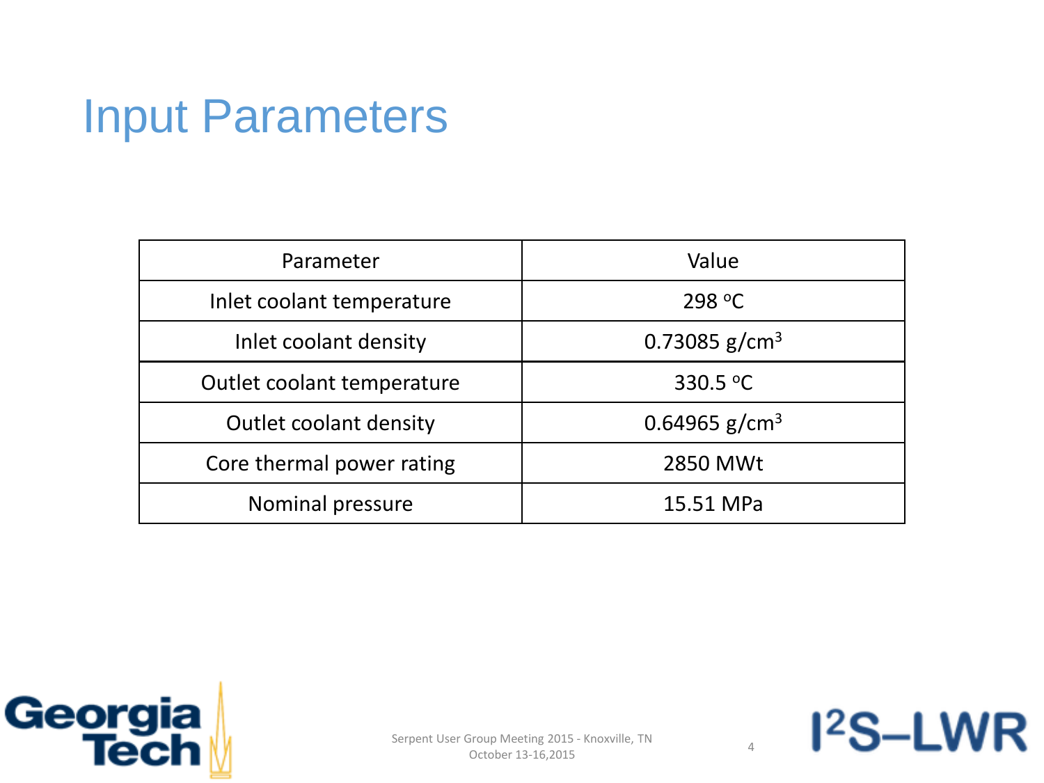# Input Parameters

| Parameter | Value |
|---|---|
| Inlet coolant temperature | 298 $^{o}$C |
| Inlet coolant density | 0.73085 g/cm$^3$ |
| Outlet coolant temperature | 330.5 $^{o}$C |
| Outlet coolant density | 0.64965 g/cm$^3$ |
| Core thermal power rating | 2850 MWt |
| Nominal pressure | 15.51 MPa |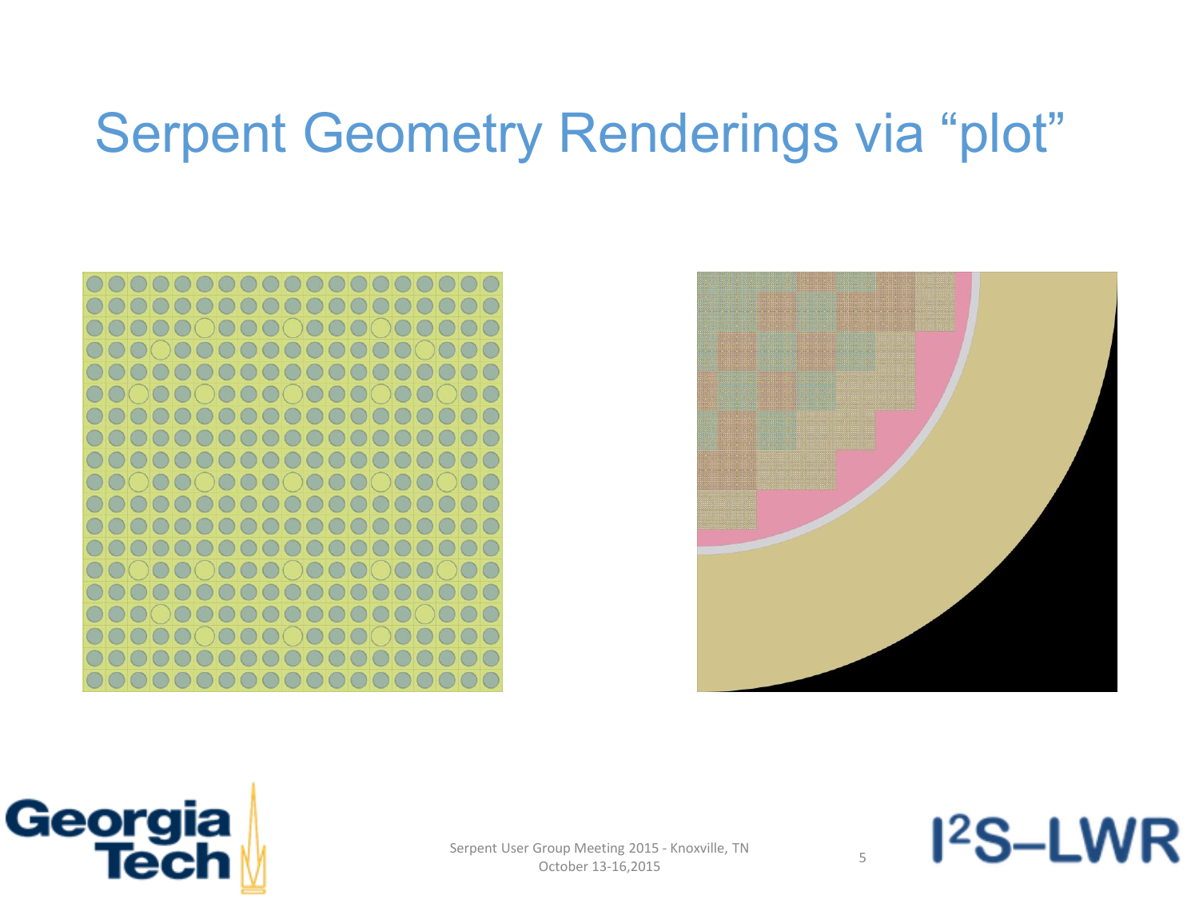# Serpent Geometry Renderings via "plot"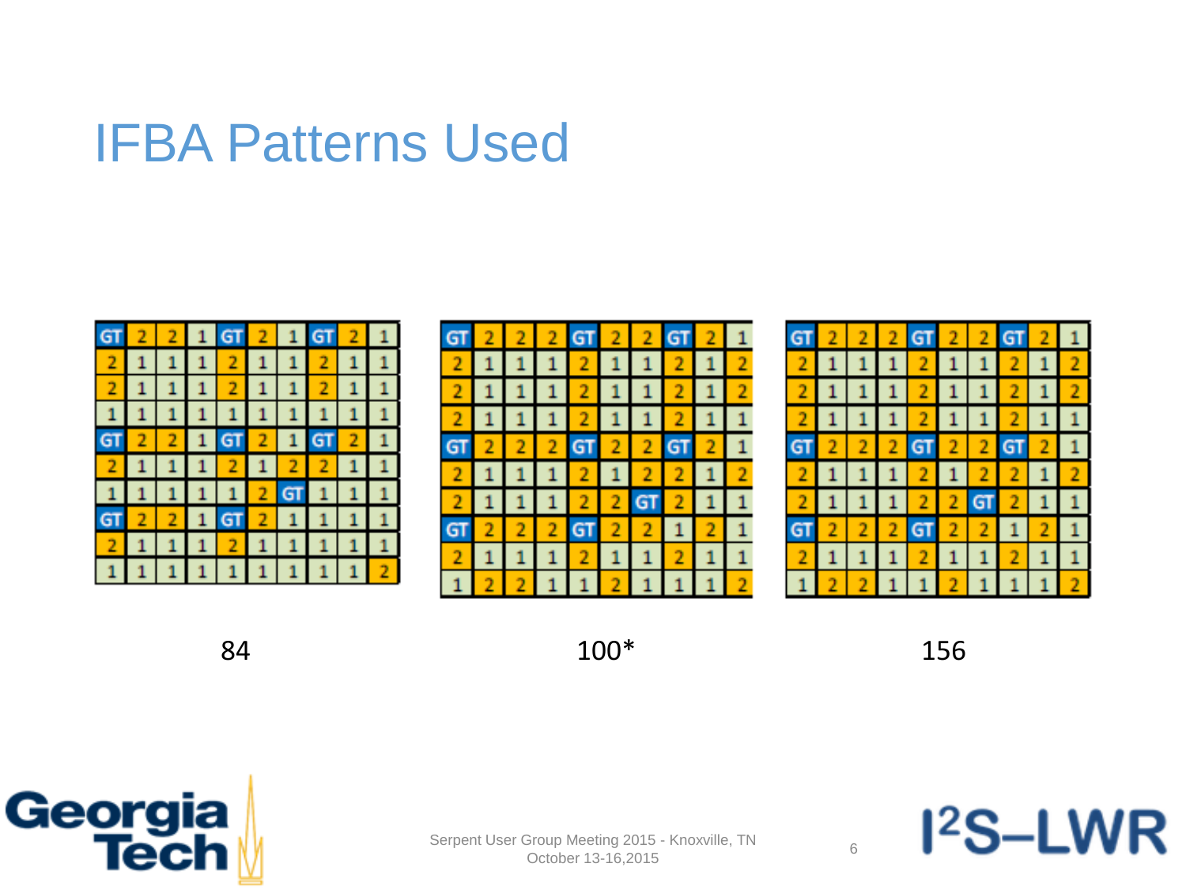# IFBA Patterns Used

| GT | 2 | 2 | 1 | GT | 2 | 1 | GT | 2 | 1 |
|---|---|---|---|---|---|---|---|---|---|
| 2 | 1 | 1 | 1 | 2 | 1 | 1 | 2 | 1 | 1 |
| 2 | 1 | 1 | 1 | 2 | 1 | 1 | 2 | 1 | 1 |
| 1 | 1 | 1 | 1 | 1 | 1 | 1 | 1 | 1 | 1 |
| GT | 2 | 2 | 1 | GT | 2 | 1 | GT | 2 | 1 |
| 2 | 1 | 1 | 1 | 2 | 1 | 2 | 2 | 1 | 1 |
| 1 | 1 | 1 | 1 | 1 | 2 | GT | 1 | 1 | 1 |
| GT | 2 | 2 | 1 | GT | 2 | 1 | 1 | 1 | 1 |
| 2 | 1 | 1 | 1 | 2 | 1 | 1 | 1 | 1 | 1 |
| 1 | 1 | 1 | 1 | 1 | 1 | 1 | 1 | 1 | 2 |

84

| GT | 2 | 2 | 2 | GT | 2 | 2 | GT | 2 | 1 |
|---|---|---|---|---|---|---|---|---|---|
| 2 | 1 | 1 | 1 | 2 | 1 | 1 | 2 | 1 | 2 |
| 2 | 1 | 1 | 1 | 2 | 1 | 1 | 2 | 1 | 2 |
| 2 | 1 | 1 | 1 | 2 | 1 | 1 | 2 | 1 | 1 |
| GT | 2 | 2 | 2 | GT | 2 | 2 | GT | 2 | 1 |
| 2 | 1 | 1 | 1 | 2 | 1 | 2 | 2 | 1 | 2 |
| 2 | 1 | 1 | 1 | 2 | 2 | GT | 2 | 1 | 1 |
| GT | 2 | 2 | 2 | GT | 2 | 2 | 1 | 2 | 1 |
| 2 | 1 | 1 | 1 | 2 | 1 | 1 | 2 | 1 | 1 |
| 1 | 2 | 2 | 1 | 1 | 2 | 1 | 1 | 1 | 2 |

100*

| GT | 2 | 2 | 2 | GT | 2 | 2 | GT | 2 | 1 |
|---|---|---|---|---|---|---|---|---|---|
| 2 | 1 | 1 | 1 | 2 | 1 | 1 | 2 | 1 | 2 |
| 2 | 1 | 1 | 1 | 2 | 1 | 1 | 2 | 1 | 2 |
| 2 | 1 | 1 | 1 | 2 | 1 | 1 | 2 | 1 | 1 |
| GT | 2 | 2 | 2 | GT | 2 | 2 | GT | 2 | 1 |
| 2 | 1 | 1 | 1 | 2 | 1 | 2 | 2 | 1 | 2 |
| 2 | 1 | 1 | 1 | 2 | 2 | GT | 2 | 1 | 1 |
| GT | 2 | 2 | 2 | GT | 2 | 2 | 1 | 2 | 1 |
| 2 | 1 | 1 | 1 | 2 | 1 | 1 | 2 | 1 | 1 |
| 1 | 2 | 2 | 1 | 1 | 2 | 1 | 1 | 1 | 2 |

156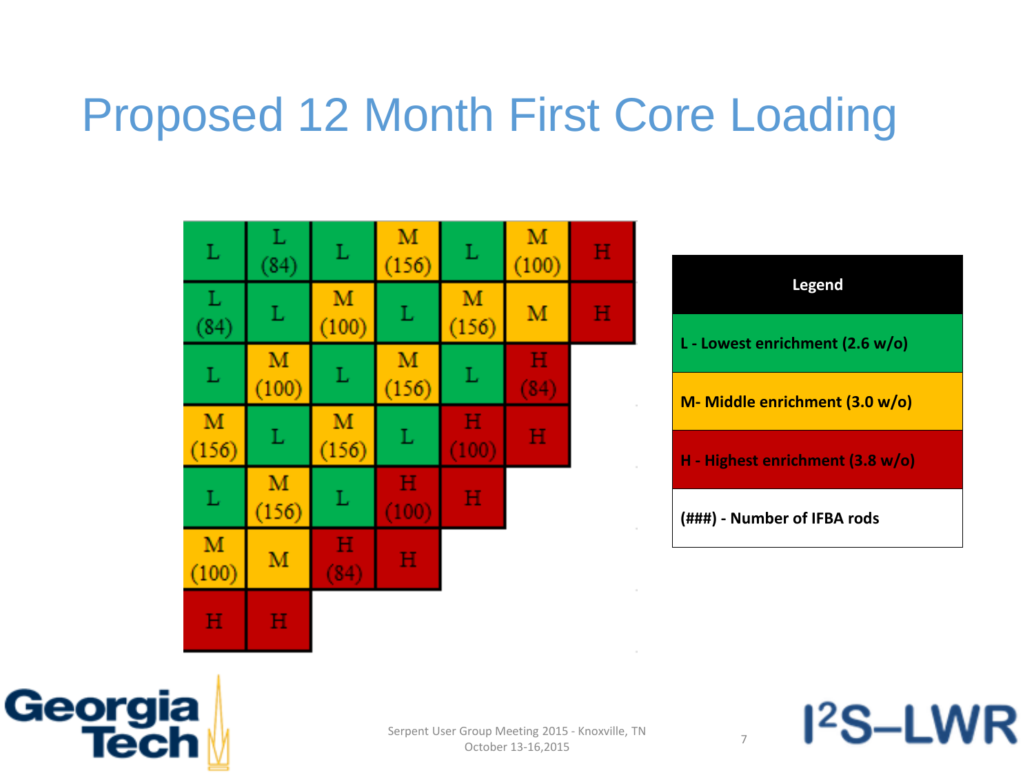# Proposed 12 Month First Core Loading

| | | | | | | |
|---|---|---|---|---|---|---|
| L | L (84) | L | M (156) | L | M (100) | H |
| L (84) | L | M (100) | L | M (156) | M | H |
| L | M (100) | L | M (156) | L | H (84) | |
| M (156) | L | M (156) | L | H (100) | H | |
| L | M (156) | L | H (100) | H | | |
| M (100) | M | H (84) | H | | | |
| H | H | | | | | |

| Legend |
|---|
| L - Lowest enrichment (2.6 w/o) |
| M- Middle enrichment (3.0 w/o) |
| H - Highest enrichment (3.8 w/o) |
| (###) - Number of IFBA rods |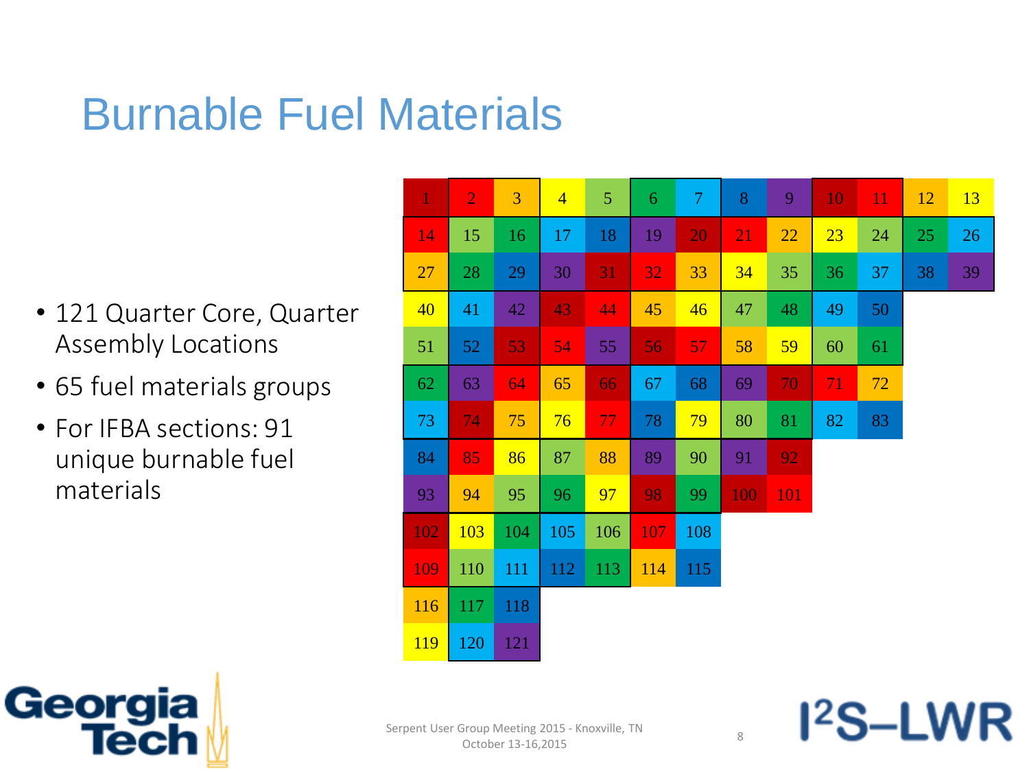# Burnable Fuel Materials

- 121 Quarter Core, Quarter Assembly Locations
- 65 fuel materials groups
- For IFBA sections: 91 unique burnable fuel materials

| | | | | | | | | | | | | |
|---|---|---|---|---|---|---|---|---|---|---|---|---|
| 1 | 2 | 3 | 4 | 5 | 6 | 7 | 8 | 9 | 10 | 11 | 12 | 13 |
| 14 | 15 | 16 | 17 | 18 | 19 | 20 | 21 | 22 | 23 | 24 | 25 | 26 |
| 27 | 28 | 29 | 30 | 31 | 32 | 33 | 34 | 35 | 36 | 37 | 38 | 39 |
| 40 | 41 | 42 | 43 | 44 | 45 | 46 | 47 | 48 | 49 | 50 | | |
| 51 | 52 | 53 | 54 | 55 | 56 | 57 | 58 | 59 | 60 | 61 | | |
| 62 | 63 | 64 | 65 | 66 | 67 | 68 | 69 | 70 | 71 | 72 | | |
| 73 | 74 | 75 | 76 | 77 | 78 | 79 | 80 | 81 | 82 | 83 | | |
| 84 | 85 | 86 | 87 | 88 | 89 | 90 | 91 | 92 | | | | |
| 93 | 94 | 95 | 96 | 97 | 98 | 99 | 100 | 101 | | | | |
| 102 | 103 | 104 | 105 | 106 | 107 | 108 | | | | | | |
| 109 | 110 | 111 | 112 | 113 | 114 | 115 | | | | | | |
| 116 | 117 | 118 | | | | | | | | | | |
| 119 | 120 | 121 | | | | | | | | | | |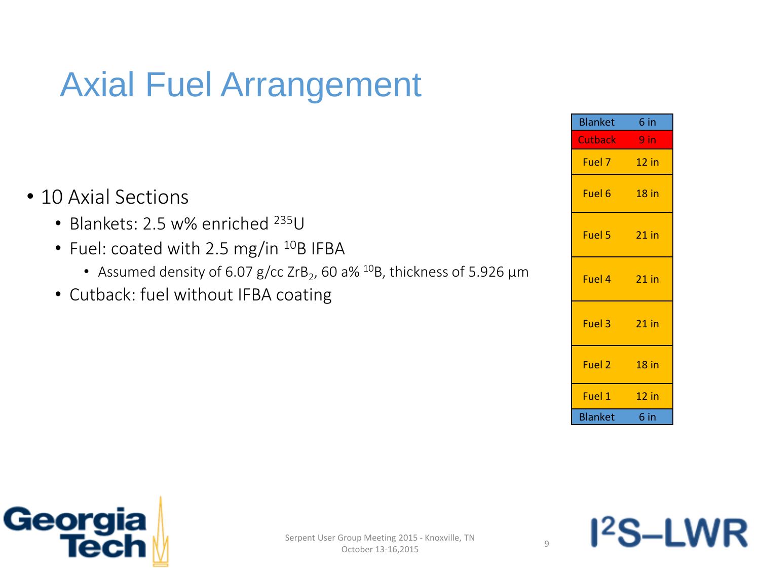# Axial Fuel Arrangement

- 10 Axial Sections
  - Blankets: 2.5 w% enriched $^{235}U$
  - Fuel: coated with 2.5 mg/in $^{10}B$ IFBA
    - Assumed density of 6.07 g/cc $ZrB_2$, 60 a% $^{10}B$, thickness of 5.926 μm
  - Cutback: fuel without IFBA coating

| Section | Length |
|---|---|
| Blanket | 6 in |
| Cutback | 9 in |
| Fuel 7 | 12 in |
| Fuel 6 | 18 in |
| Fuel 5 | 21 in |
| Fuel 4 | 21 in |
| Fuel 3 | 21 in |
| Fuel 2 | 18 in |
| Fuel 1 | 12 in |
| Blanket | 6 in |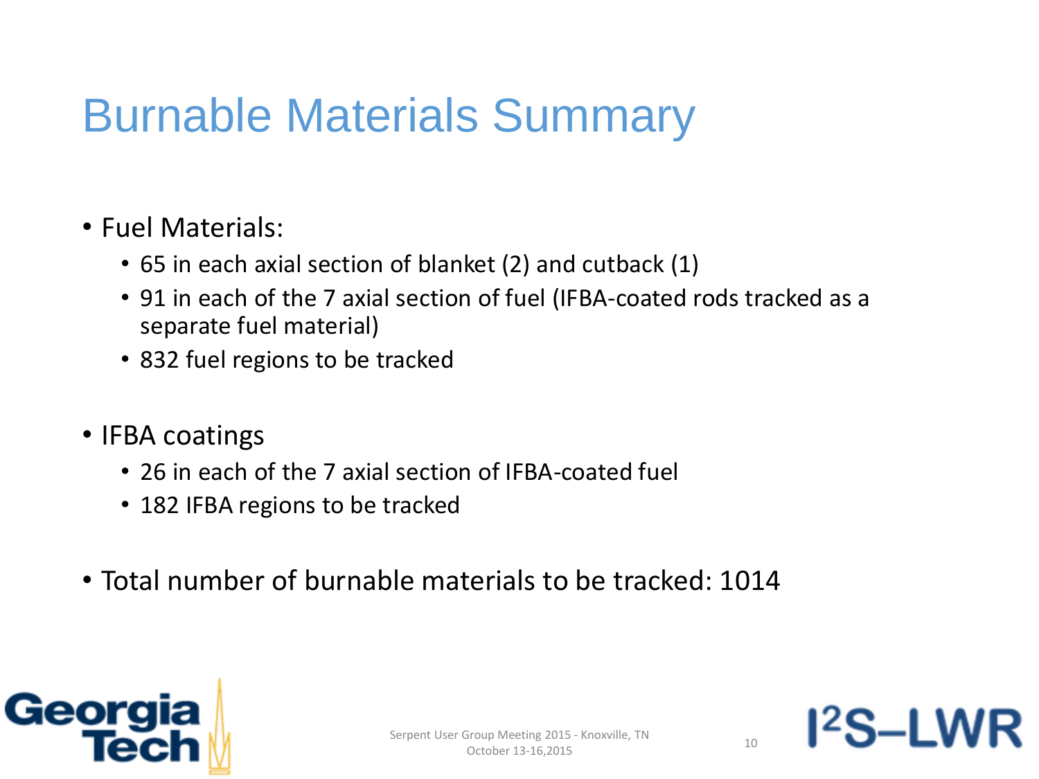# Burnable Materials Summary

- Fuel Materials:
  - 65 in each axial section of blanket (2) and cutback (1)
  - 91 in each of the 7 axial section of fuel (IFBA-coated rods tracked as a separate fuel material)
  - 832 fuel regions to be tracked
- IFBA coatings
  - 26 in each of the 7 axial section of IFBA-coated fuel
  - 182 IFBA regions to be tracked
- Total number of burnable materials to be tracked: 1014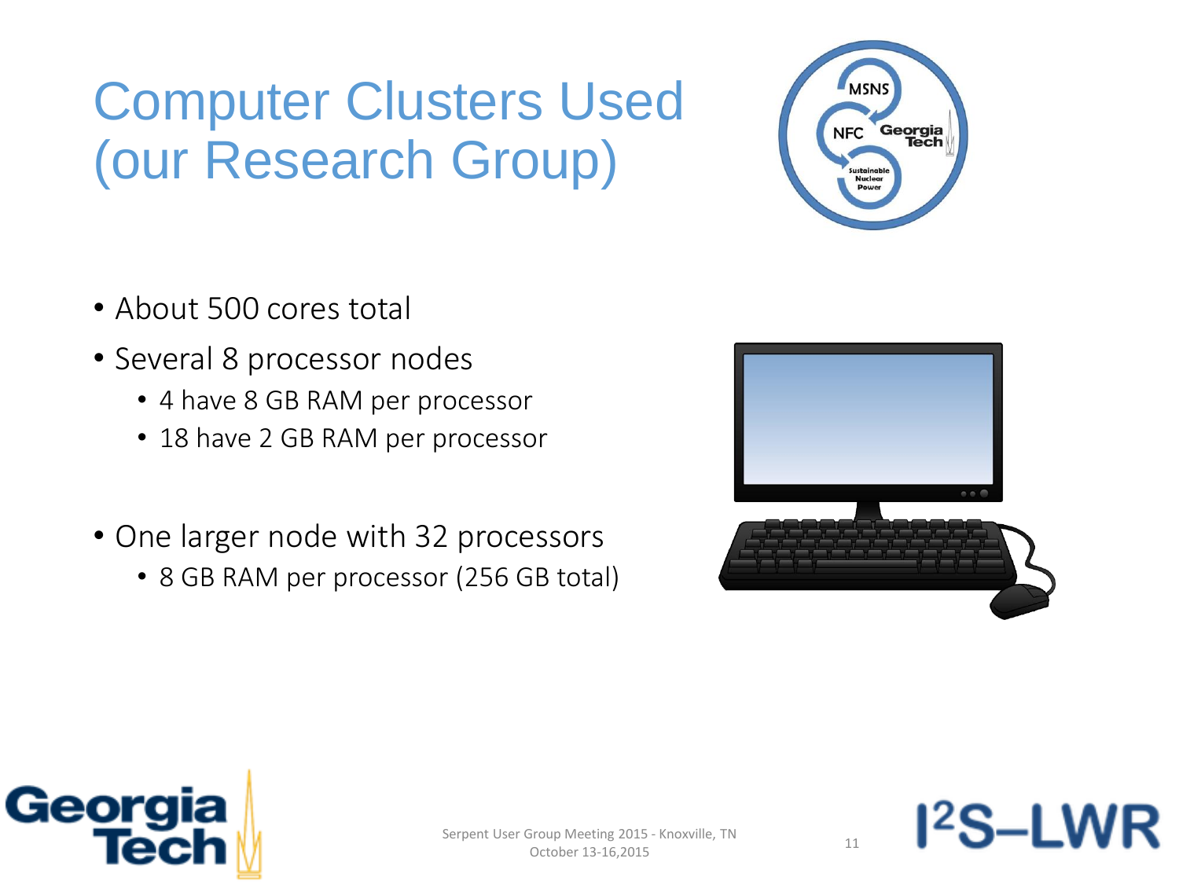# Computer Clusters Used (our Research Group)

- About 500 cores total
- Several 8 processor nodes
  - 4 have 8 GB RAM per processor
  - 18 have 2 GB RAM per processor
- One larger node with 32 processors
  - 8 GB RAM per processor (256 GB total)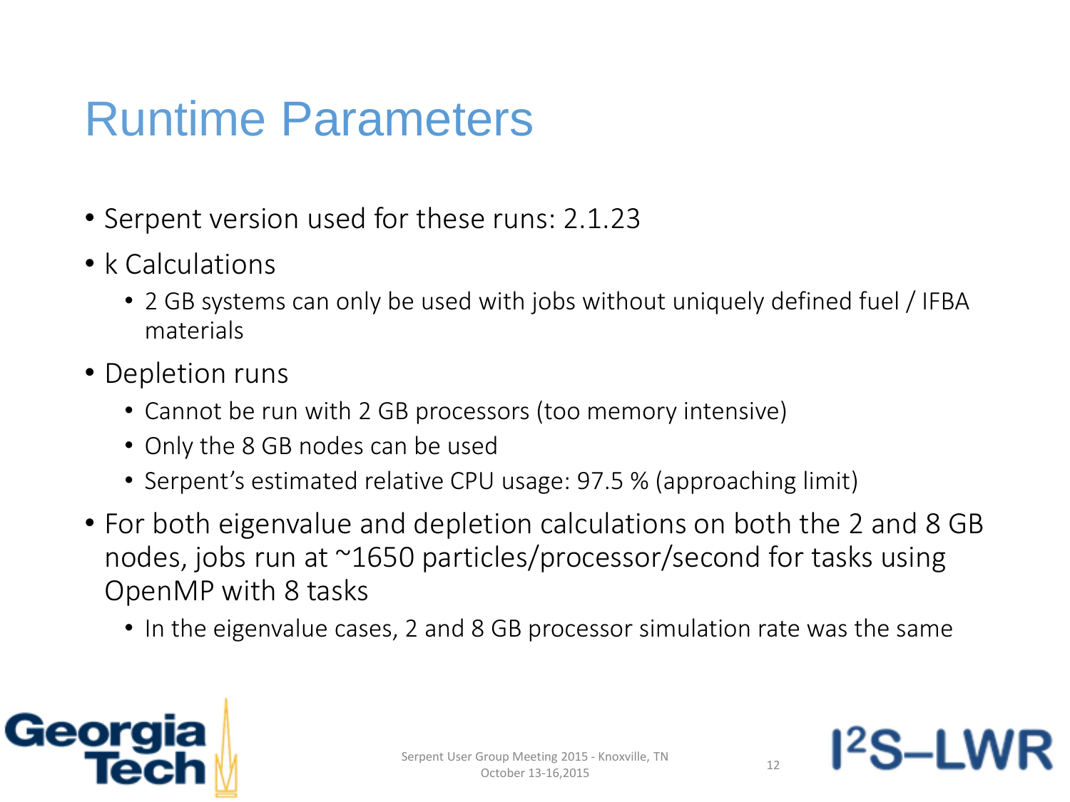# Runtime Parameters

- Serpent version used for these runs: 2.1.23
- k Calculations
  - 2 GB systems can only be used with jobs without uniquely defined fuel / IFBA materials
- Depletion runs
  - Cannot be run with 2 GB processors (too memory intensive)
  - Only the 8 GB nodes can be used
  - Serpent's estimated relative CPU usage: 97.5 % (approaching limit)
- For both eigenvalue and depletion calculations on both the 2 and 8 GB nodes, jobs run at ~1650 particles/processor/second for tasks using OpenMP with 8 tasks
  - In the eigenvalue cases, 2 and 8 GB processor simulation rate was the same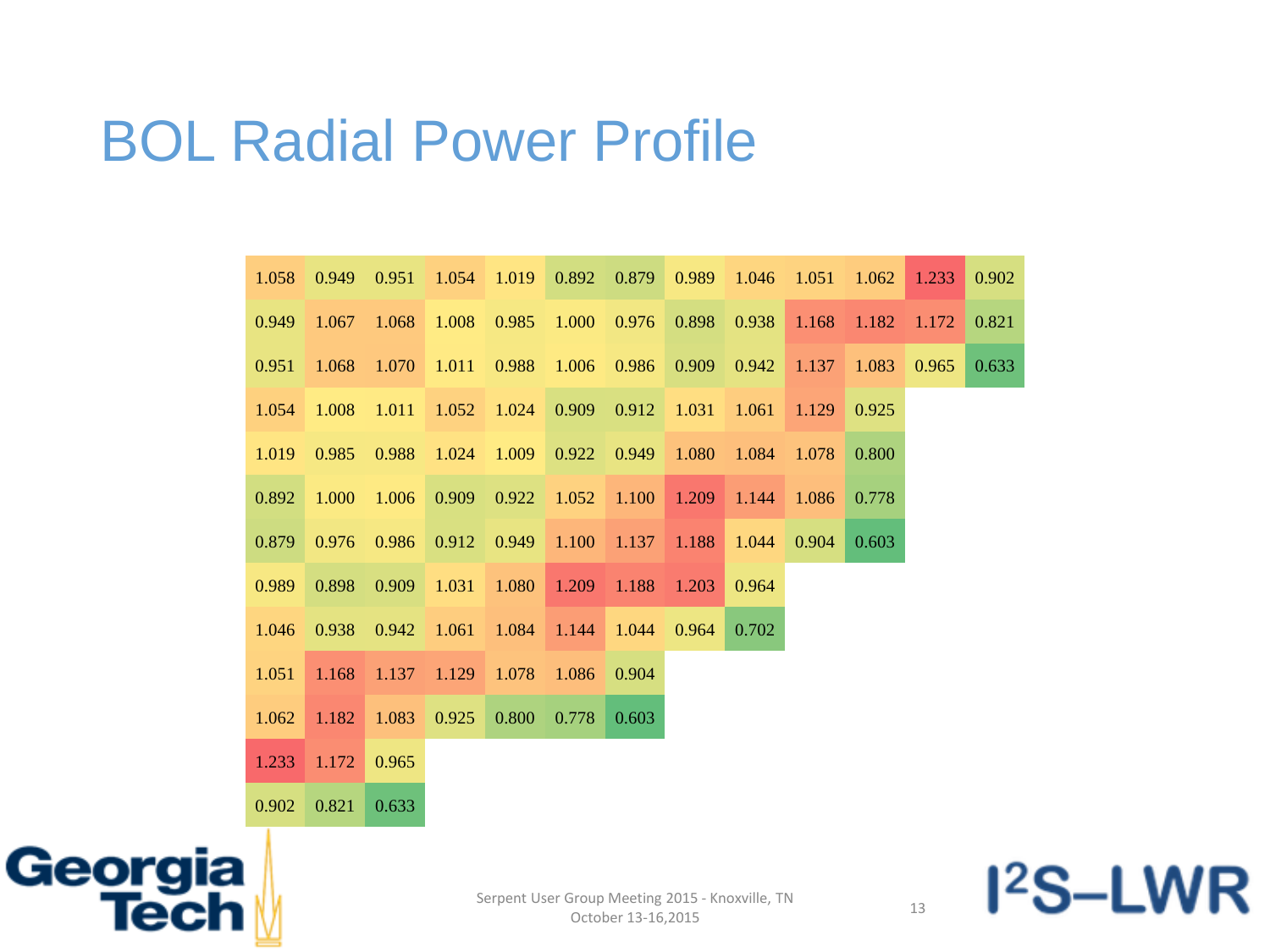# BOL Radial Power Profile

| | | | | | | | | | | | | |
|---|---|---|---|---|---|---|---|---|---|---|---|---|
| 1.058 | 0.949 | 0.951 | 1.054 | 1.019 | 0.892 | 0.879 | 0.989 | 1.046 | 1.051 | 1.062 | 1.233 | 0.902 |
| 0.949 | 1.067 | 1.068 | 1.008 | 0.985 | 1.000 | 0.976 | 0.898 | 0.938 | 1.168 | 1.182 | 1.172 | 0.821 |
| 0.951 | 1.068 | 1.070 | 1.011 | 0.988 | 1.006 | 0.986 | 0.909 | 0.942 | 1.137 | 1.083 | 0.965 | 0.633 |
| 1.054 | 1.008 | 1.011 | 1.052 | 1.024 | 0.909 | 0.912 | 1.031 | 1.061 | 1.129 | 0.925 | | |
| 1.019 | 0.985 | 0.988 | 1.024 | 1.009 | 0.922 | 0.949 | 1.080 | 1.084 | 1.078 | 0.800 | | |
| 0.892 | 1.000 | 1.006 | 0.909 | 0.922 | 1.052 | 1.100 | 1.209 | 1.144 | 1.086 | 0.778 | | |
| 0.879 | 0.976 | 0.986 | 0.912 | 0.949 | 1.100 | 1.137 | 1.188 | 1.044 | 0.904 | 0.603 | | |
| 0.989 | 0.898 | 0.909 | 1.031 | 1.080 | 1.209 | 1.188 | 1.203 | 0.964 | | | | |
| 1.046 | 0.938 | 0.942 | 1.061 | 1.084 | 1.144 | 1.044 | 0.964 | 0.702 | | | | |
| 1.051 | 1.168 | 1.137 | 1.129 | 1.078 | 1.086 | 0.904 | | | | | | |
| 1.062 | 1.182 | 1.083 | 0.925 | 0.800 | 0.778 | 0.603 | | | | | | |
| 1.233 | 1.172 | 0.965 | | | | | | | | | | |
| 0.902 | 0.821 | 0.633 | | | | | | | | | | |

Serpent User Group Meeting 2015 - Knoxville, TN
October 13-16,2015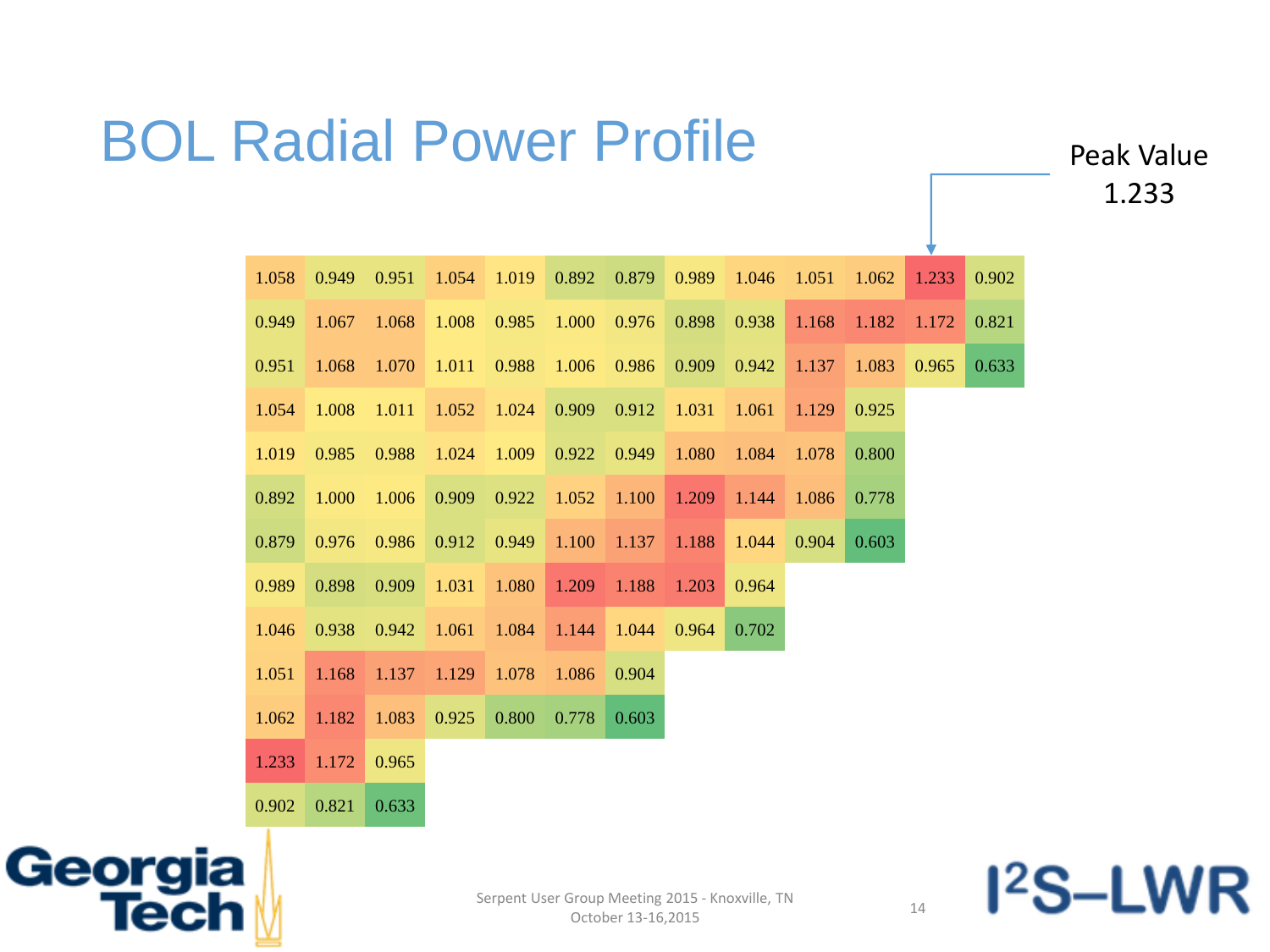# BOL Radial Power Profile

Peak Value 1.233

| | | | | | | | | | | | | |
|---|---|---|---|---|---|---|---|---|---|---|---|---|
| 1.058 | 0.949 | 0.951 | 1.054 | 1.019 | 0.892 | 0.879 | 0.989 | 1.046 | 1.051 | 1.062 | 1.233 | 0.902 |
| 0.949 | 1.067 | 1.068 | 1.008 | 0.985 | 1.000 | 0.976 | 0.898 | 0.938 | 1.168 | 1.182 | 1.172 | 0.821 |
| 0.951 | 1.068 | 1.070 | 1.011 | 0.988 | 1.006 | 0.986 | 0.909 | 0.942 | 1.137 | 1.083 | 0.965 | 0.633 |
| 1.054 | 1.008 | 1.011 | 1.052 | 1.024 | 0.909 | 0.912 | 1.031 | 1.061 | 1.129 | 0.925 | | |
| 1.019 | 0.985 | 0.988 | 1.024 | 1.009 | 0.922 | 0.949 | 1.080 | 1.084 | 1.078 | 0.800 | | |
| 0.892 | 1.000 | 1.006 | 0.909 | 0.922 | 1.052 | 1.100 | 1.209 | 1.144 | 1.086 | 0.778 | | |
| 0.879 | 0.976 | 0.986 | 0.912 | 0.949 | 1.100 | 1.137 | 1.188 | 1.044 | 0.904 | 0.603 | | |
| 0.989 | 0.898 | 0.909 | 1.031 | 1.080 | 1.209 | 1.188 | 1.203 | 0.964 | | | | |
| 1.046 | 0.938 | 0.942 | 1.061 | 1.084 | 1.144 | 1.044 | 0.964 | 0.702 | | | | |
| 1.051 | 1.168 | 1.137 | 1.129 | 1.078 | 1.086 | 0.904 | | | | | | |
| 1.062 | 1.182 | 1.083 | 0.925 | 0.800 | 0.778 | 0.603 | | | | | | |
| 1.233 | 1.172 | 0.965 | | | | | | | | | | |
| 0.902 | 0.821 | 0.633 | | | | | | | | | | |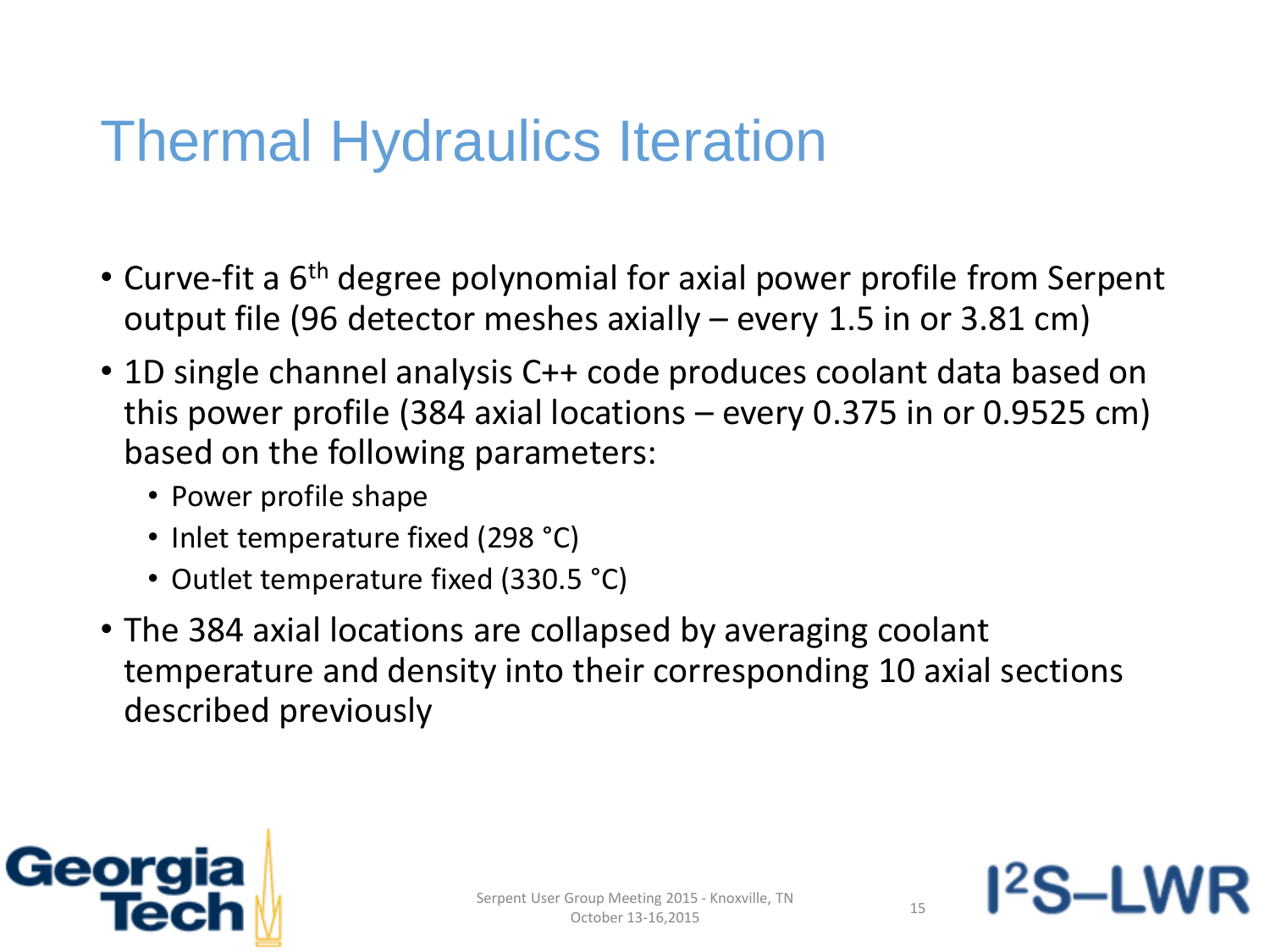# Thermal Hydraulics Iteration

- Curve-fit a 6th degree polynomial for axial power profile from Serpent output file (96 detector meshes axially – every 1.5 in or 3.81 cm)
- 1D single channel analysis C++ code produces coolant data based on this power profile (384 axial locations – every 0.375 in or 0.9525 cm) based on the following parameters:
  - Power profile shape
  - Inlet temperature fixed (298 °C)
  - Outlet temperature fixed (330.5 °C)
- The 384 axial locations are collapsed by averaging coolant temperature and density into their corresponding 10 axial sections described previously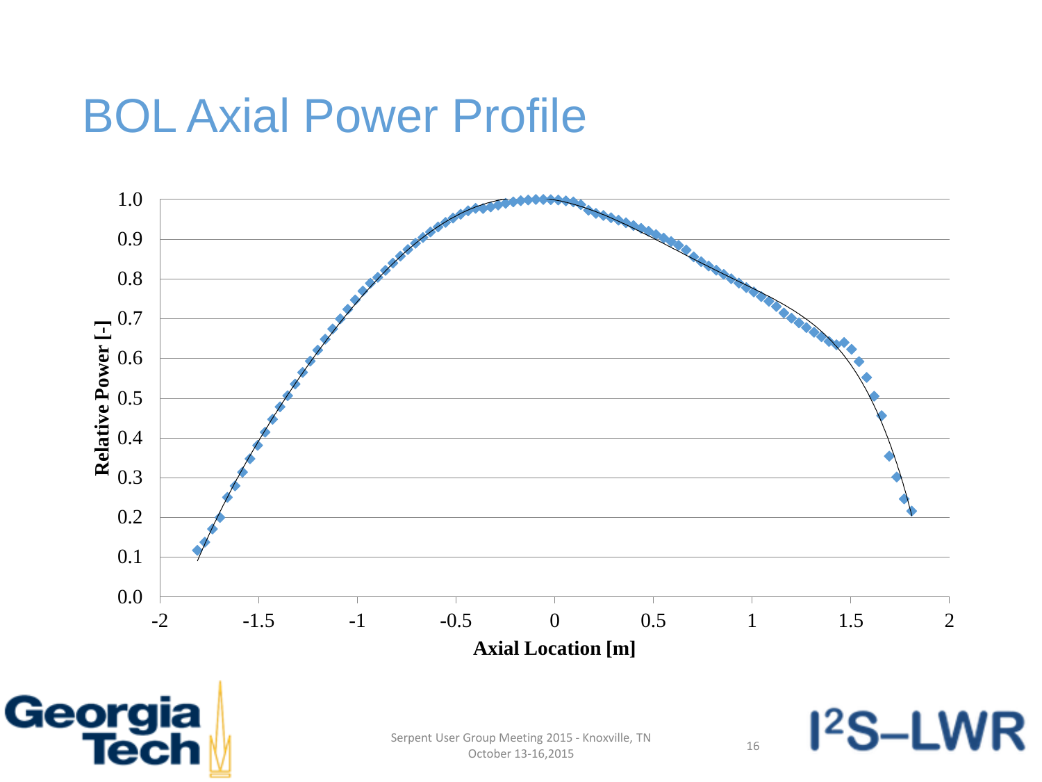# BOL Axial Power Profile

Relative Power [-]

Axial Location [m]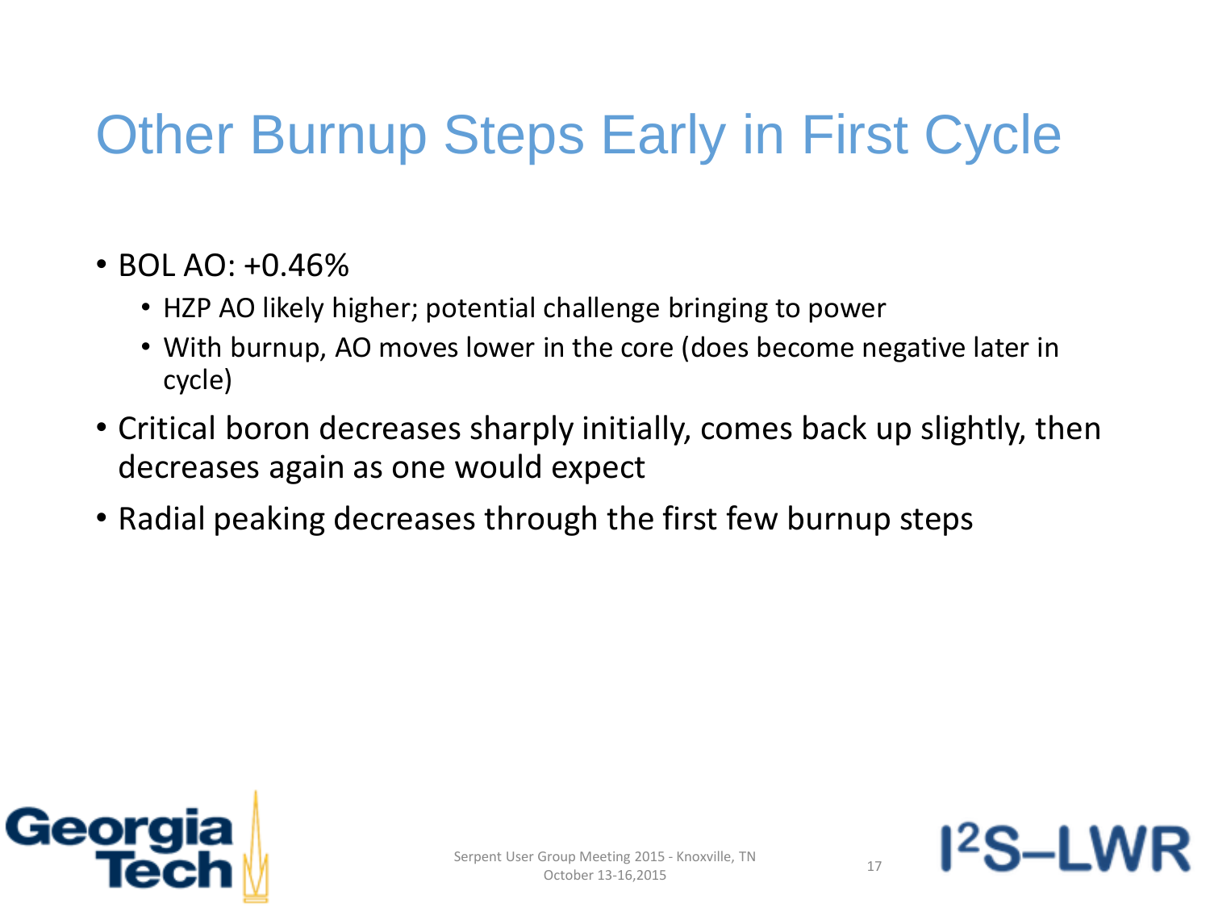# Other Burnup Steps Early in First Cycle

- BOL AO: +0.46%
  - HZP AO likely higher; potential challenge bringing to power
  - With burnup, AO moves lower in the core (does become negative later in cycle)
- Critical boron decreases sharply initially, comes back up slightly, then decreases again as one would expect
- Radial peaking decreases through the first few burnup steps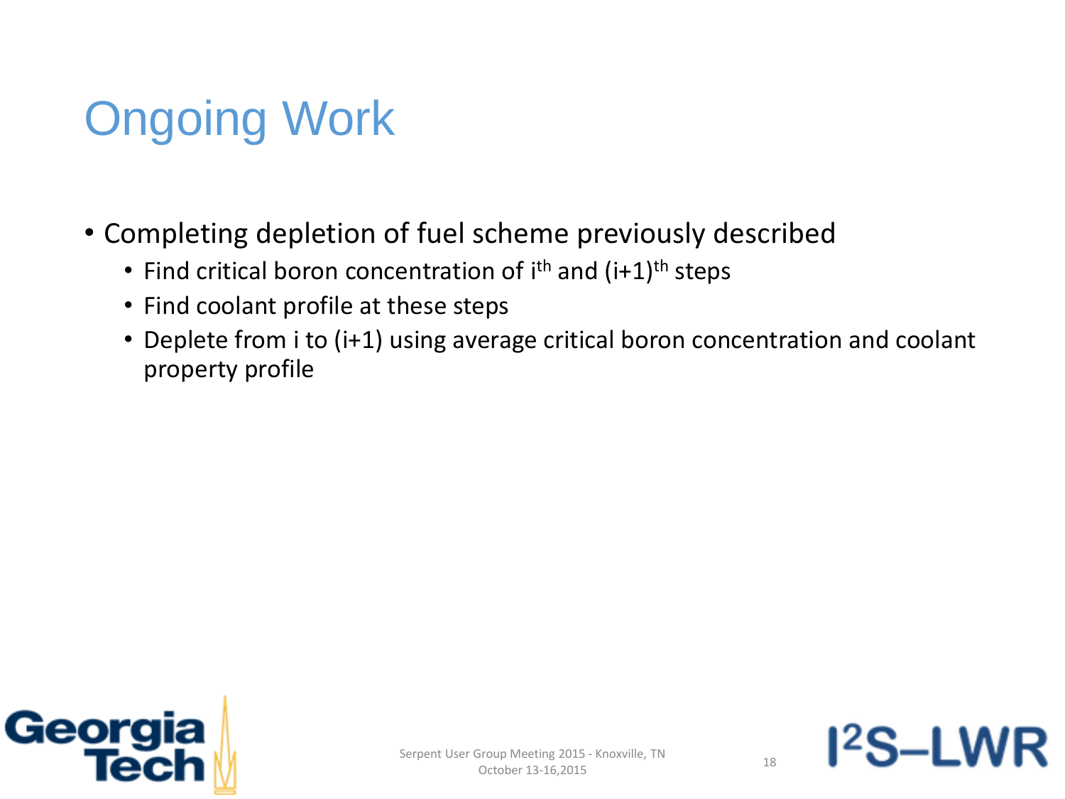# Ongoing Work

- Completing depletion of fuel scheme previously described
  - Find critical boron concentration of $i^{th}$ and $(i+1)^{th}$ steps
  - Find coolant profile at these steps
  - Deplete from i to (i+1) using average critical boron concentration and coolant property profile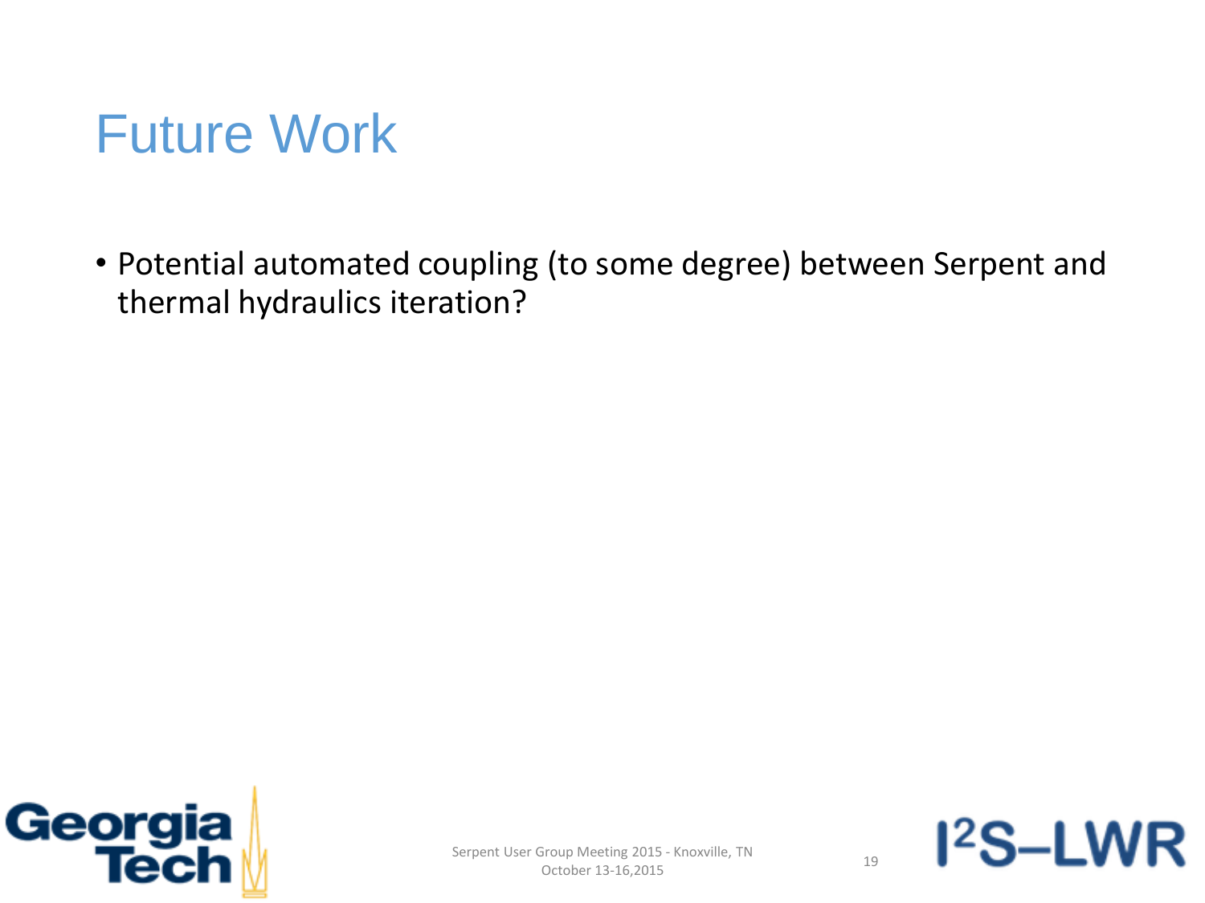# Future Work

- Potential automated coupling (to some degree) between Serpent and thermal hydraulics iteration?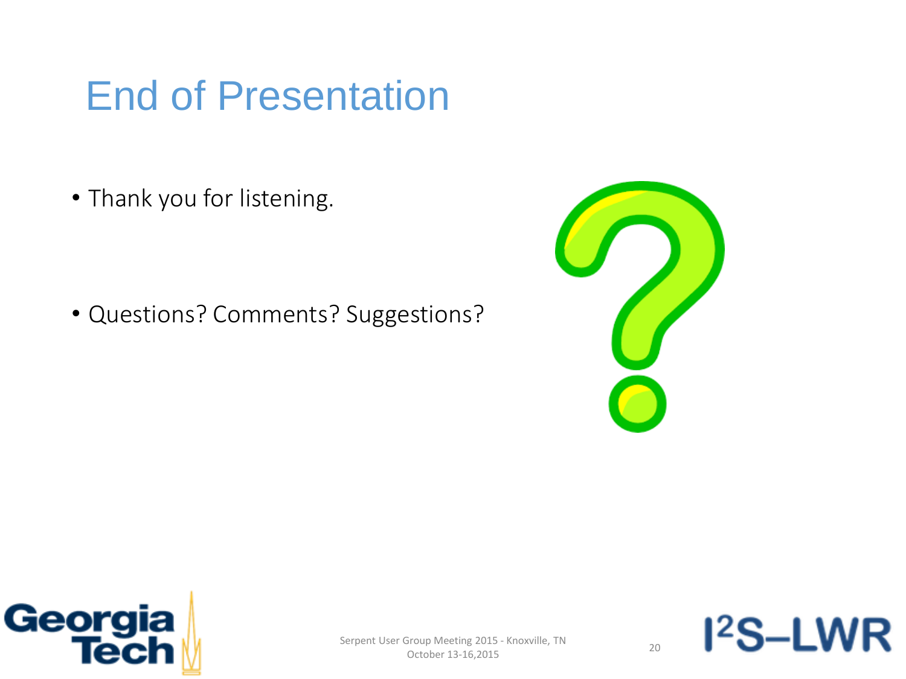# End of Presentation

- Thank you for listening.

- Questions? Comments? Suggestions?